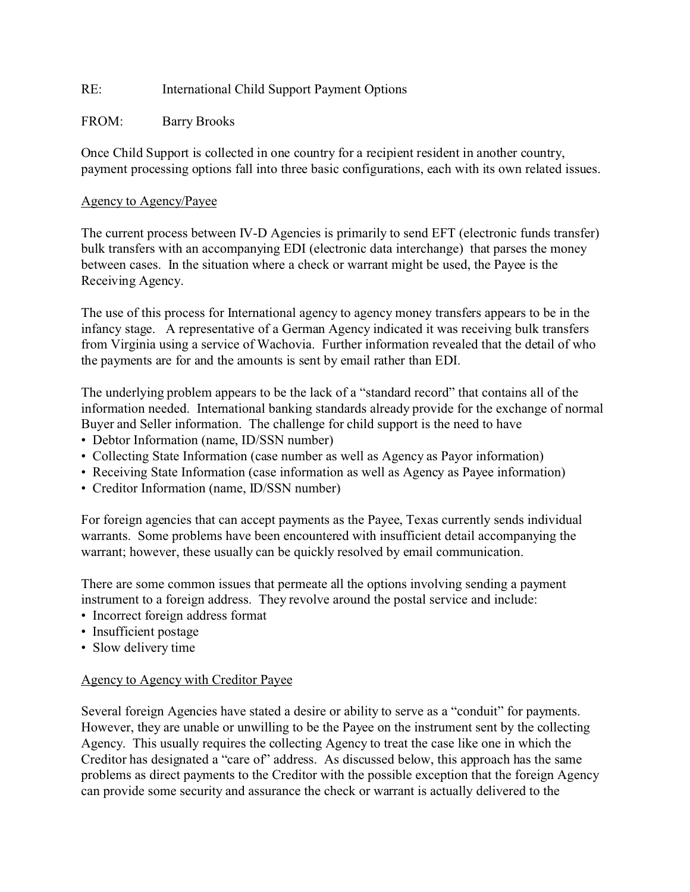RE: International Child Support Payment Options

FROM: Barry Brooks

Once Child Support is collected in one country for a recipient resident in another country, payment processing options fall into three basic configurations, each with its own related issues.

Agency to Agency/Payee

The current process between IV-D Agencies is primarily to send EFT (electronic funds transfer) bulk transfers with an accompanying EDI (electronic data interchange) that parses the money between cases. In the situation where a check or warrant might be used, the Payee is the Receiving Agency.

The use of this process for International agency to agency money transfers appears to be in the infancy stage. A representative of a German Agency indicated it was receiving bulk transfers from Virginia using a service of Wachovia. Further information revealed that the detail of who the payments are for and the amounts is sent by email rather than EDI.

The underlying problem appears to be the lack of a "standard record" that contains all of the information needed. International banking standards already provide for the exchange of normal Buyer and Seller information. The challenge for child support is the need to have

- Debtor Information (name, ID/SSN number)
- Collecting State Information (case number as well as Agency as Payor information)
- Receiving State Information (case information as well as Agency as Payee information)
- Creditor Information (name, ID/SSN number)

For foreign agencies that can accept payments as the Payee, Texas currently sends individual warrants. Some problems have been encountered with insufficient detail accompanying the warrant; however, these usually can be quickly resolved by email communication.

There are some common issues that permeate all the options involving sending a payment instrument to a foreign address. They revolve around the postal service and include:

- Incorrect foreign address format
- Insufficient postage
- Slow delivery time

Agency to Agency with Creditor Payee

Several foreign Agencies have stated a desire or ability to serve as a "conduit" for payments. However, they are unable or unwilling to be the Payee on the instrument sent by the collecting Agency. This usually requires the collecting Agency to treat the case like one in which the Creditor has designated a "care of" address. As discussed below, this approach has the same problems as direct payments to the Creditor with the possible exception that the foreign Agency can provide some security and assurance the check or warrant is actually delivered to the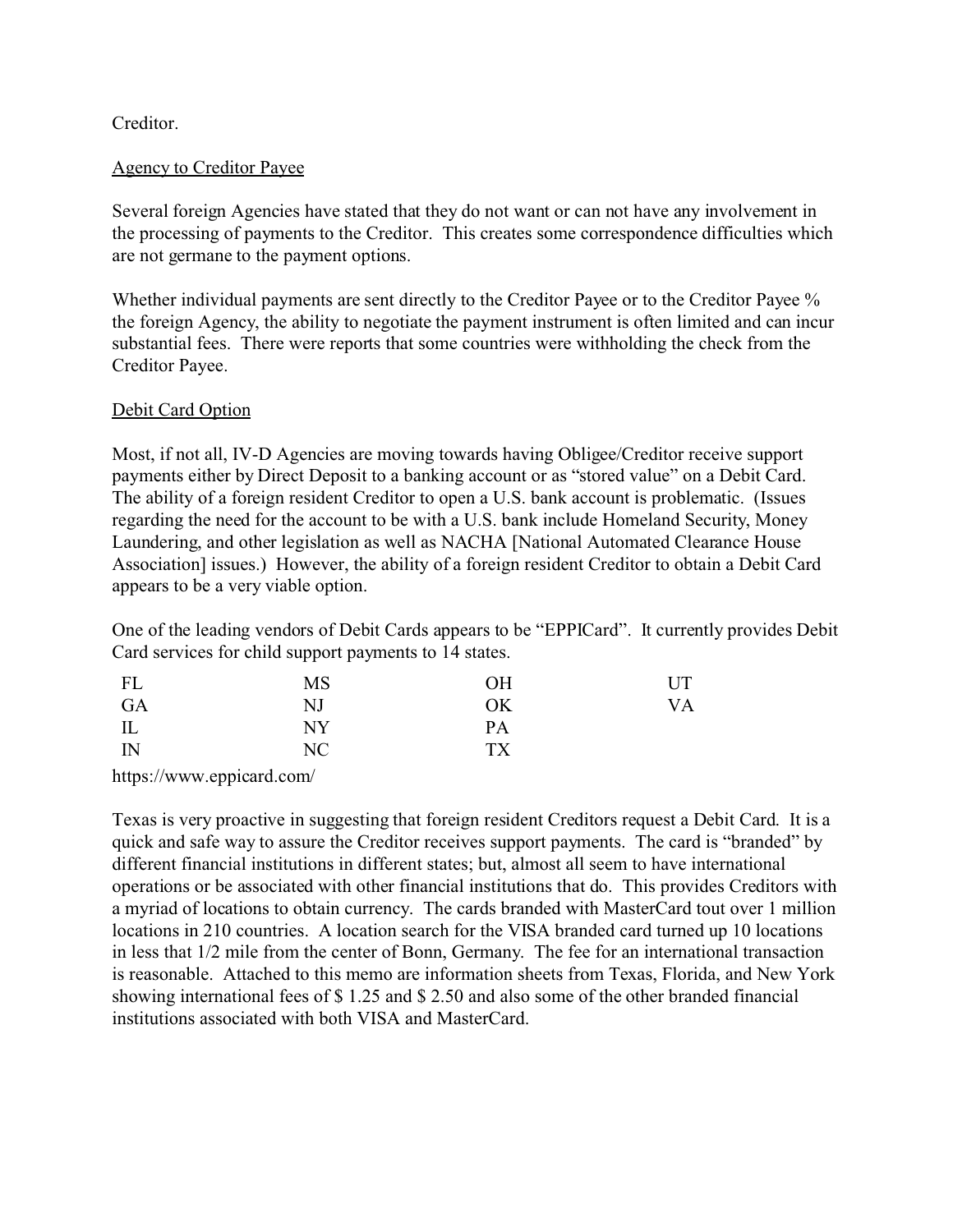Creditor.

<u>Agency to Creditor Payee</u>

Several foreign Agencies have stated that they do not want or can not have any involvement in the processing of payments to the Creditor. This creates some correspondence difficulties which are not germane to the payment options.

Whether individual payments are sent directly to the Creditor Payee or to the Creditor Payee % the foreign Agency, the ability to negotiate the payment instrument is often limited and can incur substantial fees. There were reports that some countries were withholding the check from the Creditor Payee.

<u>Debit Card Option</u>

Most, if not all, IV-D Agencies are moving towards having Obligee/Creditor receive support payments either by Direct Deposit to a banking account or as "stored value" on a Debit Card. The ability of a foreign resident Creditor to open a U.S. bank account is problematic. (Issues regarding the need for the account to be with a U.S. bank include Homeland Security, Money Laundering, and other legislation as well as NACHA [National Automated Clearance House Association] issues.) However, the ability of a foreign resident Creditor to obtain a Debit Card appears to be a very viable option.

One of the leading vendors of Debit Cards appears to be "EPPICard". It currently provides Debit Card services for child support payments to 14 states.

| | | | |
|---|---|---|---|
| FL | MS | OH | UT |
| GA | NJ | OK | VA |
| IL | NY | PA | |
| IN | NC | TX | |

https://www.eppicard.com/

Texas is very proactive in suggesting that foreign resident Creditors request a Debit Card. It is a quick and safe way to assure the Creditor receives support payments. The card is "branded" by different financial institutions in different states; but, almost all seem to have international operations or be associated with other financial institutions that do. This provides Creditors with a myriad of locations to obtain currency. The cards branded with MasterCard tout over 1 million locations in 210 countries. A location search for the VISA branded card turned up 10 locations in less that 1/2 mile from the center of Bonn, Germany. The fee for an international transaction is reasonable. Attached to this memo are information sheets from Texas, Florida, and New York showing international fees of $ 1.25 and $ 2.50 and also some of the other branded financial institutions associated with both VISA and MasterCard.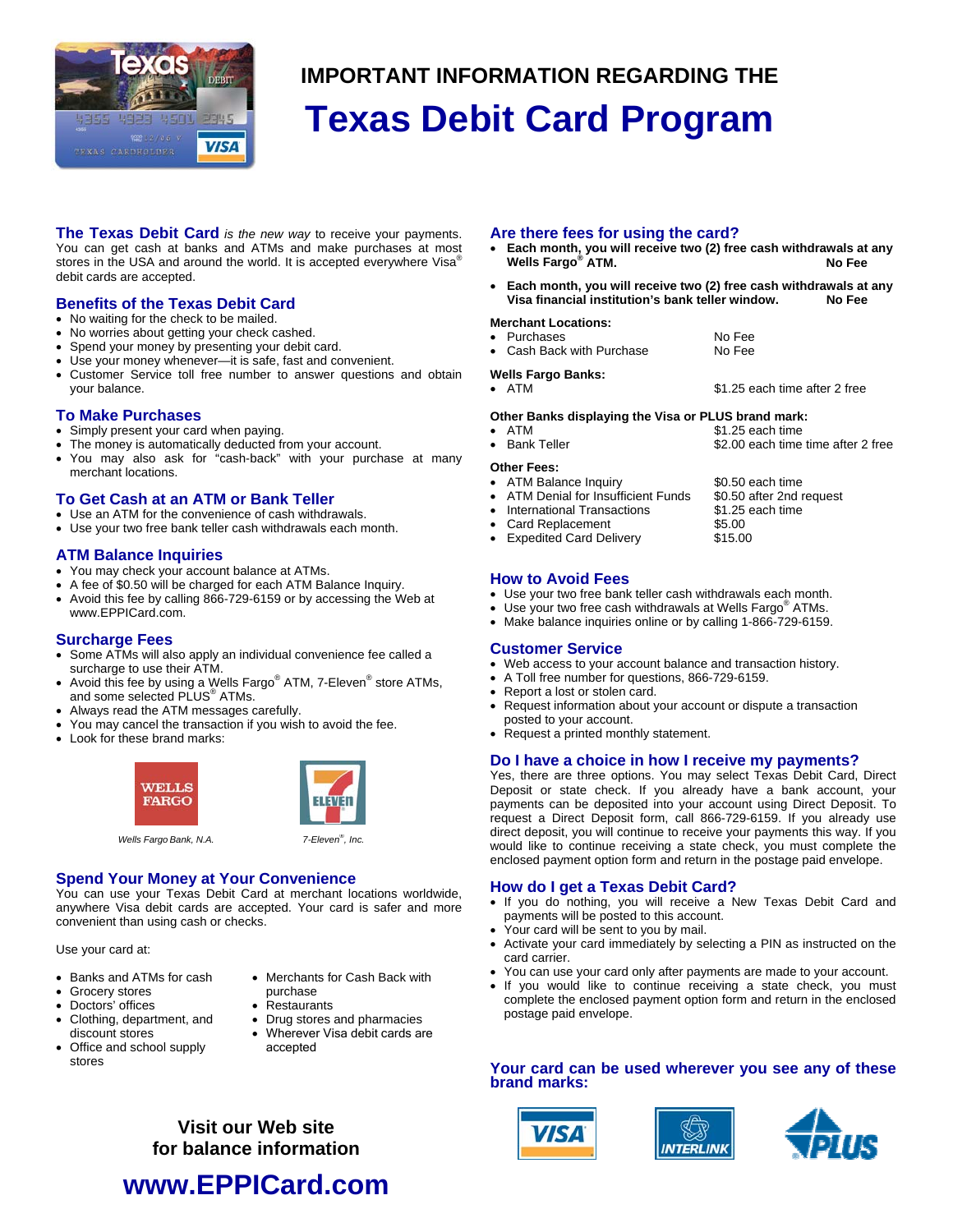# IMPORTANT INFORMATION REGARDING THE

# Texas Debit Card Program

**The Texas Debit Card** *is the new way* to receive your payments. You can get cash at banks and ATMs and make purchases at most stores in the USA and around the world. It is accepted everywhere Visa® debit cards are accepted.

## Benefits of the Texas Debit Card

- No waiting for the check to be mailed.
- No worries about getting your check cashed.
- Spend your money by presenting your debit card.
- Use your money whenever—it is safe, fast and convenient.
- Customer Service toll free number to answer questions and obtain your balance.

## To Make Purchases

- Simply present your card when paying.
- The money is automatically deducted from your account.
- You may also ask for "cash-back" with your purchase at many merchant locations.

## To Get Cash at an ATM or Bank Teller

- Use an ATM for the convenience of cash withdrawals.
- Use your two free bank teller cash withdrawals each month.

## ATM Balance Inquiries

- You may check your account balance at ATMs.
- A fee of $0.50 will be charged for each ATM Balance Inquiry.
- Avoid this fee by calling 866-729-6159 or by accessing the Web at www.EPPICard.com.

## Surcharge Fees

- Some ATMs will also apply an individual convenience fee called a surcharge to use their ATM.
- Avoid this fee by using a Wells Fargo® ATM, 7-Eleven® store ATMs, and some selected PLUS® ATMs.
- Always read the ATM messages carefully.
- You may cancel the transaction if you wish to avoid the fee.
- Look for these brand marks:

*Wells Fargo Bank, N.A.* *7-Eleven®, Inc.*

## Spend Your Money at Your Convenience

You can use your Texas Debit Card at merchant locations worldwide, anywhere Visa debit cards are accepted. Your card is safer and more convenient than using cash or checks.

Use your card at:

- Banks and ATMs for cash
- Grocery stores
- Doctors' offices
- Clothing, department, and discount stores
- Office and school supply stores
- Merchants for Cash Back with purchase
- Restaurants
- Drug stores and pharmacies
- Wherever Visa debit cards are accepted

**Visit our Web site for balance information**

**www.EPPICard.com**

## Are there fees for using the card?

- **Each month, you will receive two (2) free cash withdrawals at any Wells Fargo® ATM.** — **No Fee**
- **Each month, you will receive two (2) free cash withdrawals at any Visa financial institution's bank teller window.** — **No Fee**

**Merchant Locations:**

| | |
|---|---|
| • Purchases | No Fee |
| • Cash Back with Purchase | No Fee |

**Wells Fargo Banks:**

| | |
|---|---|
| • ATM | $1.25 each time after 2 free |

**Other Banks displaying the Visa or PLUS brand mark:**

| | |
|---|---|
| • ATM | $1.25 each time |
| • Bank Teller | $2.00 each time time after 2 free |

**Other Fees:**

| | |
|---|---|
| • ATM Balance Inquiry | $0.50 each time |
| • ATM Denial for Insufficient Funds | $0.50 after 2nd request |
| • International Transactions | $1.25 each time |
| • Card Replacement | $5.00 |
| • Expedited Card Delivery | $15.00 |

## How to Avoid Fees

- Use your two free bank teller cash withdrawals each month.
- Use your two free cash withdrawals at Wells Fargo® ATMs.
- Make balance inquiries online or by calling 1-866-729-6159.

## Customer Service

- Web access to your account balance and transaction history.
- A Toll free number for questions, 866-729-6159.
- Report a lost or stolen card.
- Request information about your account or dispute a transaction posted to your account.
- Request a printed monthly statement.

## Do I have a choice in how I receive my payments?

Yes, there are three options. You may select Texas Debit Card, Direct Deposit or state check. If you already have a bank account, your payments can be deposited into your account using Direct Deposit. To request a Direct Deposit form, call 866-729-6159. If you already use direct deposit, you will continue to receive your payments this way. If you would like to continue receiving a state check, you must complete the enclosed payment option form and return in the postage paid envelope.

## How do I get a Texas Debit Card?

- If you do nothing, you will receive a New Texas Debit Card and payments will be posted to this account.
- Your card will be sent to you by mail.
- Activate your card immediately by selecting a PIN as instructed on the card carrier.
- You can use your card only after payments are made to your account.
- If you would like to continue receiving a state check, you must complete the enclosed payment option form and return in the enclosed postage paid envelope.

## Your card can be used wherever you see any of these brand marks: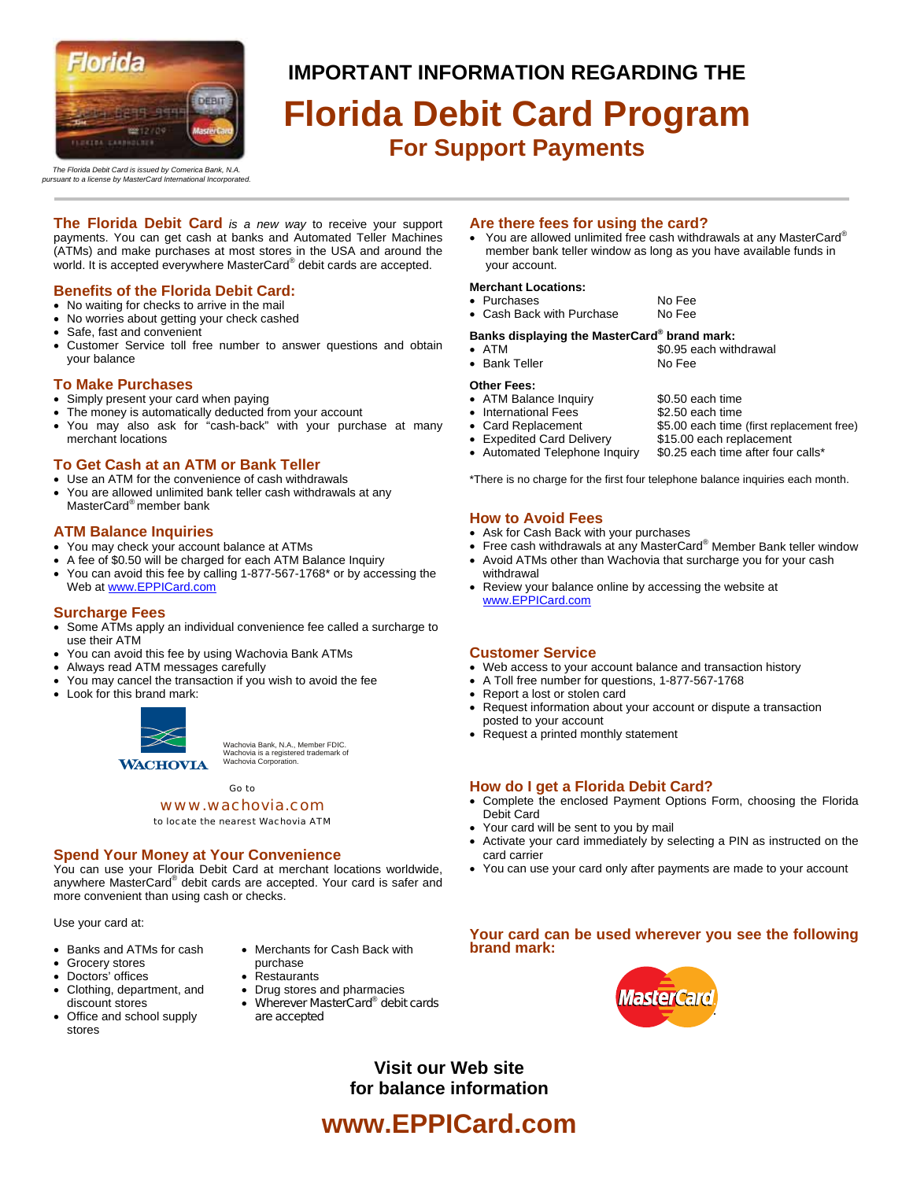*The Florida Debit Card is issued by Comerica Bank, N.A. pursuant to a license by MasterCard International Incorporated.*

**IMPORTANT INFORMATION REGARDING THE**

# Florida Debit Card Program

## For Support Payments

**The Florida Debit Card** *is a new way* to receive your support payments. You can get cash at banks and Automated Teller Machines (ATMs) and make purchases at most stores in the USA and around the world. It is accepted everywhere MasterCard® debit cards are accepted.

### Benefits of the Florida Debit Card:

- No waiting for checks to arrive in the mail
- No worries about getting your check cashed
- Safe, fast and convenient
- Customer Service toll free number to answer questions and obtain your balance

### To Make Purchases

- Simply present your card when paying
- The money is automatically deducted from your account
- You may also ask for "cash-back" with your purchase at many merchant locations

### To Get Cash at an ATM or Bank Teller

- Use an ATM for the convenience of cash withdrawals
- You are allowed unlimited bank teller cash withdrawals at any MasterCard® member bank

### ATM Balance Inquiries

- You may check your account balance at ATMs
- A fee of $0.50 will be charged for each ATM Balance Inquiry
- You can avoid this fee by calling 1-877-567-1768* or by accessing the Web at www.EPPICard.com

### Surcharge Fees

- Some ATMs apply an individual convenience fee called a surcharge to use their ATM
- You can avoid this fee by using Wachovia Bank ATMs
- Always read ATM messages carefully
- You may cancel the transaction if you wish to avoid the fee
- Look for this brand mark:

WACHOVIA

Wachovia Bank, N.A., Member FDIC. Wachovia is a registered trademark of Wachovia Corporation.

Go to
www.wachovia.com
to locate the nearest Wachovia ATM

### Spend Your Money at Your Convenience

You can use your Florida Debit Card at merchant locations worldwide, anywhere MasterCard® debit cards are accepted. Your card is safer and more convenient than using cash or checks.

Use your card at:

- Banks and ATMs for cash
- Grocery stores
- Doctors' offices
- Clothing, department, and discount stores
- Office and school supply stores
- Merchants for Cash Back with purchase
- Restaurants
- Drug stores and pharmacies
- Wherever MasterCard® debit cards are accepted

### Are there fees for using the card?

- You are allowed unlimited free cash withdrawals at any MasterCard® member bank teller window as long as you have available funds in your account.

**Merchant Locations:**

| | |
|---|---|
| Purchases | No Fee |
| Cash Back with Purchase | No Fee |

**Banks displaying the MasterCard® brand mark:**

| | |
|---|---|
| ATM | $0.95 each withdrawal |
| Bank Teller | No Fee |

**Other Fees:**

| | |
|---|---|
| ATM Balance Inquiry | $0.50 each time |
| International Fees | $2.50 each time |
| Card Replacement | $5.00 each time (first replacement free) |
| Expedited Card Delivery | $15.00 each replacement |
| Automated Telephone Inquiry | $0.25 each time after four calls* |

*There is no charge for the first four telephone balance inquiries each month.

### How to Avoid Fees

- Ask for Cash Back with your purchases
- Free cash withdrawals at any MasterCard® Member Bank teller window
- Avoid ATMs other than Wachovia that surcharge you for your cash withdrawal
- Review your balance online by accessing the website at www.EPPICard.com

### Customer Service

- Web access to your account balance and transaction history
- A Toll free number for questions, 1-877-567-1768
- Report a lost or stolen card
- Request information about your account or dispute a transaction posted to your account
- Request a printed monthly statement

### How do I get a Florida Debit Card?

- Complete the enclosed Payment Options Form, choosing the Florida Debit Card
- Your card will be sent to you by mail
- Activate your card immediately by selecting a PIN as instructed on the card carrier
- You can use your card only after payments are made to your account

### Your card can be used wherever you see the following brand mark:

MasterCard

**Visit our Web site for balance information**

## www.EPPICard.com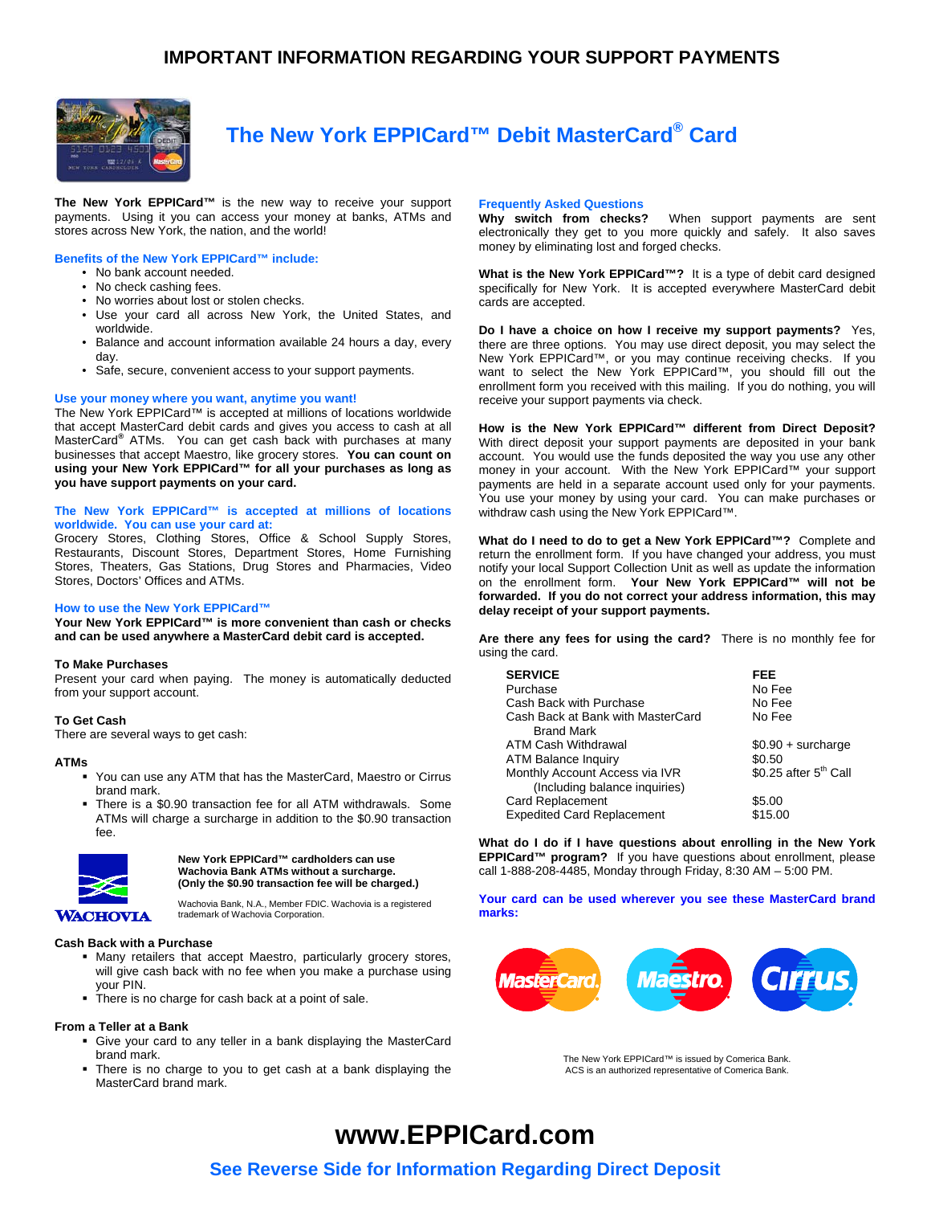# IMPORTANT INFORMATION REGARDING YOUR SUPPORT PAYMENTS

## The New York EPPICard™ Debit MasterCard® Card

**The New York EPPICard™** is the new way to receive your support payments. Using it you can access your money at banks, ATMs and stores across New York, the nation, and the world!

### Benefits of the New York EPPICard™ include:

- No bank account needed.
- No check cashing fees.
- No worries about lost or stolen checks.
- Use your card all across New York, the United States, and worldwide.
- Balance and account information available 24 hours a day, every day.
- Safe, secure, convenient access to your support payments.

### Use your money where you want, anytime you want!

The New York EPPICard™ is accepted at millions of locations worldwide that accept MasterCard debit cards and gives you access to cash at all MasterCard® ATMs. You can get cash back with purchases at many businesses that accept Maestro, like grocery stores. **You can count on using your New York EPPICard™ for all your purchases as long as you have support payments on your card.**

### The New York EPPICard™ is accepted at millions of locations worldwide. You can use your card at:

Grocery Stores, Clothing Stores, Office & School Supply Stores, Restaurants, Discount Stores, Department Stores, Home Furnishing Stores, Theaters, Gas Stations, Drug Stores and Pharmacies, Video Stores, Doctors' Offices and ATMs.

### How to use the New York EPPICard™

**Your New York EPPICard™ is more convenient than cash or checks and can be used anywhere a MasterCard debit card is accepted.**

**To Make Purchases**

Present your card when paying. The money is automatically deducted from your support account.

**To Get Cash**

There are several ways to get cash:

**ATMs**

- You can use any ATM that has the MasterCard, Maestro or Cirrus brand mark.
- There is a $0.90 transaction fee for all ATM withdrawals. Some ATMs will charge a surcharge in addition to the $0.90 transaction fee.

WACHOVIA

**New York EPPICard™ cardholders can use Wachovia Bank ATMs without a surcharge. (Only the $0.90 transaction fee will be charged.)**

Wachovia Bank, N.A., Member FDIC. Wachovia is a registered trademark of Wachovia Corporation.

**Cash Back with a Purchase**

- Many retailers that accept Maestro, particularly grocery stores, will give cash back with no fee when you make a purchase using your PIN.
- There is no charge for cash back at a point of sale.

**From a Teller at a Bank**

- Give your card to any teller in a bank displaying the MasterCard brand mark.
- There is no charge to you to get cash at a bank displaying the MasterCard brand mark.

### Frequently Asked Questions

**Why switch from checks?** When support payments are sent electronically they get to you more quickly and safely. It also saves money by eliminating lost and forged checks.

**What is the New York EPPICard™?** It is a type of debit card designed specifically for New York. It is accepted everywhere MasterCard debit cards are accepted.

**Do I have a choice on how I receive my support payments?** Yes, there are three options. You may use direct deposit, you may select the New York EPPICard™, or you may continue receiving checks. If you want to select the New York EPPICard™, you should fill out the enrollment form you received with this mailing. If you do nothing, you will receive your support payments via check.

**How is the New York EPPICard™ different from Direct Deposit?** With direct deposit your support payments are deposited in your bank account. You would use the funds deposited the way you use any other money in your account. With the New York EPPICard™ your support payments are held in a separate account used only for your payments. You use your money by using your card. You can make purchases or withdraw cash using the New York EPPICard™.

**What do I need to do to get a New York EPPICard™?** Complete and return the enrollment form. If you have changed your address, you must notify your local Support Collection Unit as well as update the information on the enrollment form. **Your New York EPPICard™ will not be forwarded. If you do not correct your address information, this may delay receipt of your support payments.**

**Are there any fees for using the card?** There is no monthly fee for using the card.

| SERVICE | FEE |
|---|---|
| Purchase | No Fee |
| Cash Back with Purchase | No Fee |
| Cash Back at Bank with MasterCard Brand Mark | No Fee |
| ATM Cash Withdrawal | $0.90 + surcharge |
| ATM Balance Inquiry | $0.50 |
| Monthly Account Access via IVR (Including balance inquiries) | $0.25 after 5th Call |
| Card Replacement | $5.00 |
| Expedited Card Replacement | $15.00 |

**What do I do if I have questions about enrolling in the New York EPPICard™ program?** If you have questions about enrollment, please call 1-888-208-4485, Monday through Friday, 8:30 AM – 5:00 PM.

**Your card can be used wherever you see these MasterCard brand marks:**

MasterCard Maestro Cirrus

The New York EPPICard™ is issued by Comerica Bank. ACS is an authorized representative of Comerica Bank.

## www.EPPICard.com

## See Reverse Side for Information Regarding Direct Deposit